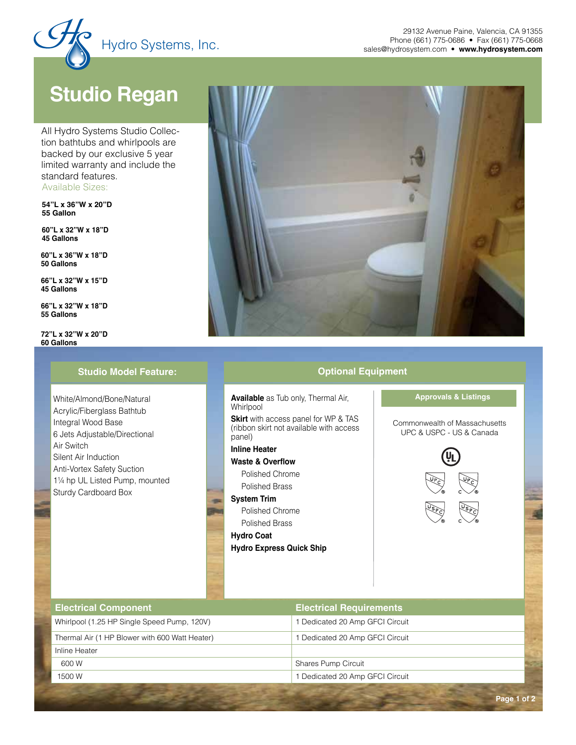Hydro Systems, Inc.

29132 Avenue Paine, Valencia, CA 91355
Phone (661) 775-0686 • Fax (661) 775-0668
sales@hydrosystem.com • **www.hydrosystem.com**

# Studio Regan

All Hydro Systems Studio Collection bathtubs and whirlpools are backed by our exclusive 5 year limited warranty and include the standard features.

Available Sizes:

**54"L x 36"W x 20"D**
**55 Gallon**

**60"L x 32"W x 18"D**
**45 Gallons**

**60"L x 36"W x 18"D**
**50 Gallons**

**66"L x 32"W x 15"D**
**45 Gallons**

**66"L x 32"W x 18"D**
**55 Gallons**

**72"L x 32"W x 20"D**
**60 Gallons**

## Studio Model Feature:

White/Almond/Bone/Natural
Acrylic/Fiberglass Bathtub
Integral Wood Base
6 Jets Adjustable/Directional
Air Switch
Silent Air Induction
Anti-Vortex Safety Suction
1¼ hp UL Listed Pump, mounted
Sturdy Cardboard Box

## Optional Equipment

**Available** as Tub only, Thermal Air, Whirlpool

**Skirt** with access panel for WP & TAS (ribbon skirt not available with access panel)

**Inline Heater**

**Waste & Overflow**
- Polished Chrome
- Polished Brass

**System Trim**
- Polished Chrome
- Polished Brass

**Hydro Coat**

**Hydro Express Quick Ship**

### Approvals & Listings

Commonwealth of Massachusetts
UPC & USPC - US & Canada

| Electrical Component | Electrical Requirements |
|---|---|
| Whirlpool (1.25 HP Single Speed Pump, 120V) | 1 Dedicated 20 Amp GFCI Circuit |
| Thermal Air (1 HP Blower with 600 Watt Heater) | 1 Dedicated 20 Amp GFCI Circuit |
| Inline Heater | |
| 600 W | Shares Pump Circuit |
| 1500 W | 1 Dedicated 20 Amp GFCI Circuit |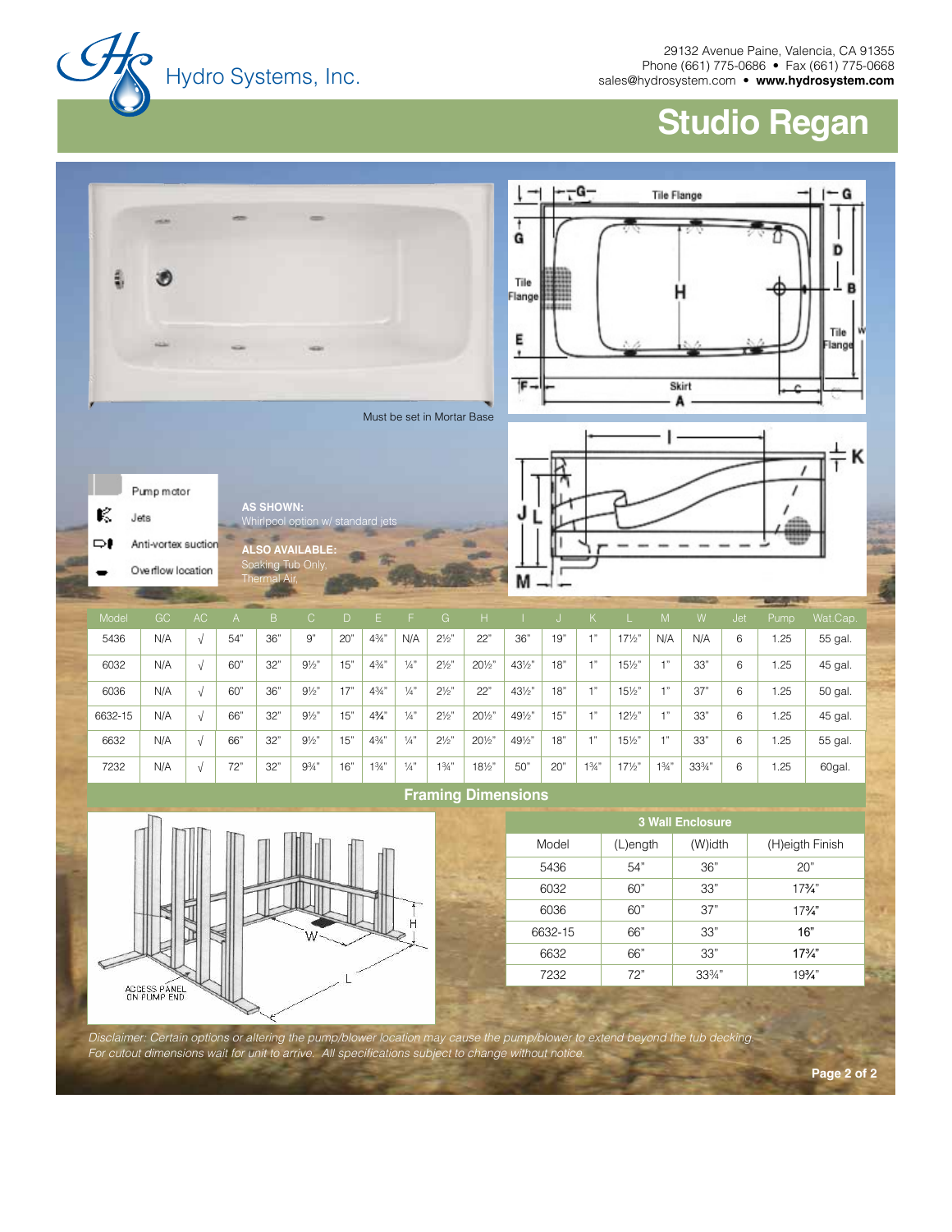Hydro Systems, Inc.

29132 Avenue Paine, Valencia, CA 91355
Phone (661) 775-0686 • Fax (661) 775-0668
sales@hydrosystem.com • **www.hydrosystem.com**

# Studio Regan

Must be set in Mortar Base

Pump motor
Jets
Anti-vortex suction
Overflow location

**AS SHOWN:**
Whirlpool option w/ standard jets

**ALSO AVAILABLE:**
Soaking Tub Only,
Thermal Air,

| Model | GC | AC | A | B | C | D | E | F | G | H | I | J | K | L | M | W | Jet | Pump | Wat.Cap. |
|---|---|---|---|---|---|---|---|---|---|---|---|---|---|---|---|---|---|---|---|
| 5436 | N/A | √ | 54" | 36" | 9" | 20" | 4¾" | N/A | 2½" | 22" | 36" | 19" | 1" | 17½" | N/A | N/A | 6 | 1.25 | 55 gal. |
| 6032 | N/A | √ | 60" | 32" | 9½" | 15" | 4¾" | ¼" | 2½" | 20½" | 43½" | 18" | 1" | 15½" | 1" | 33" | 6 | 1.25 | 45 gal. |
| 6036 | N/A | √ | 60" | 36" | 9½" | 17" | 4¾" | ¼" | 2½" | 22" | 43½" | 18" | 1" | 15½" | 1" | 37" | 6 | 1.25 | 50 gal. |
| 6632-15 | N/A | √ | 66" | 32" | 9½" | 15" | 4¾" | ¼" | 2½" | 20½" | 49½" | 15" | 1" | 12½" | 1" | 33" | 6 | 1.25 | 45 gal. |
| 6632 | N/A | √ | 66" | 32" | 9½" | 15" | 4¾" | ¼" | 2½" | 20½" | 49½" | 18" | 1" | 15½" | 1" | 33" | 6 | 1.25 | 55 gal. |
| 7232 | N/A | √ | 72" | 32" | 9¾" | 16" | 1¾" | ¼" | 1¾" | 18½" | 50" | 20" | 1¾" | 17½" | 1¾" | 33¾" | 6 | 1.25 | 60gal. |

## Framing Dimensions

ACCESS PANEL ON PUMP END

| 3 Wall Enclosure | | | |
|---|---|---|---|
| Model | (L)ength | (W)idth | (H)eigth Finish |
| 5436 | 54" | 36" | 20" |
| 6032 | 60" | 33" | 17¾" |
| 6036 | 60" | 37" | 17¾" |
| 6632-15 | 66" | 33" | 16" |
| 6632 | 66" | 33" | 17¾" |
| 7232 | 72" | 33¾" | 19¾" |

*Disclaimer: Certain options or altering the pump/blower location may cause the pump/blower to extend beyond the tub decking. For cutout dimensions wait for unit to arrive. All specifications subject to change without notice.*